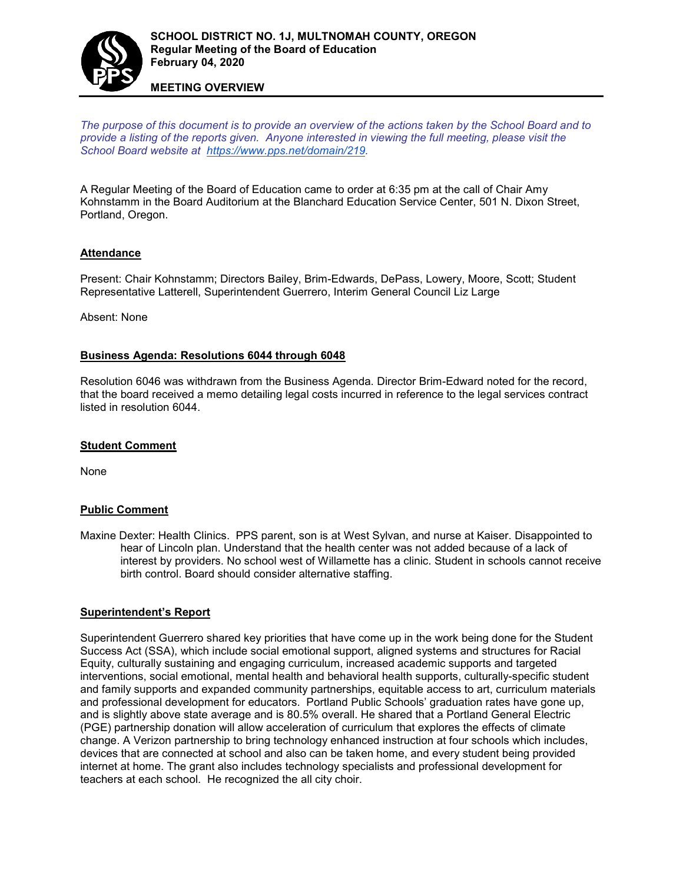**SCHOOL DISTRICT NO. 1J, MULTNOMAH COUNTY, OREGON**
**Regular Meeting of the Board of Education**
**February 04, 2020**

**MEETING OVERVIEW**

*The purpose of this document is to provide an overview of the actions taken by the School Board and to provide a listing of the reports given. Anyone interested in viewing the full meeting, please visit the School Board website at [https://www.pps.net/domain/219](https://www.pps.net/domain/219).*

A Regular Meeting of the Board of Education came to order at 6:35 pm at the call of Chair Amy Kohnstamm in the Board Auditorium at the Blanchard Education Service Center, 501 N. Dixon Street, Portland, Oregon.

## Attendance

Present: Chair Kohnstamm; Directors Bailey, Brim-Edwards, DePass, Lowery, Moore, Scott; Student Representative Latterell, Superintendent Guerrero, Interim General Council Liz Large

Absent: None

## Business Agenda: Resolutions 6044 through 6048

Resolution 6046 was withdrawn from the Business Agenda. Director Brim-Edward noted for the record, that the board received a memo detailing legal costs incurred in reference to the legal services contract listed in resolution 6044.

## Student Comment

None

## Public Comment

Maxine Dexter: Health Clinics. PPS parent, son is at West Sylvan, and nurse at Kaiser. Disappointed to hear of Lincoln plan. Understand that the health center was not added because of a lack of interest by providers. No school west of Willamette has a clinic. Student in schools cannot receive birth control. Board should consider alternative staffing.

## Superintendent's Report

Superintendent Guerrero shared key priorities that have come up in the work being done for the Student Success Act (SSA), which include social emotional support, aligned systems and structures for Racial Equity, culturally sustaining and engaging curriculum, increased academic supports and targeted interventions, social emotional, mental health and behavioral health supports, culturally-specific student and family supports and expanded community partnerships, equitable access to art, curriculum materials and professional development for educators. Portland Public Schools' graduation rates have gone up, and is slightly above state average and is 80.5% overall. He shared that a Portland General Electric (PGE) partnership donation will allow acceleration of curriculum that explores the effects of climate change. A Verizon partnership to bring technology enhanced instruction at four schools which includes, devices that are connected at school and also can be taken home, and every student being provided internet at home. The grant also includes technology specialists and professional development for teachers at each school. He recognized the all city choir.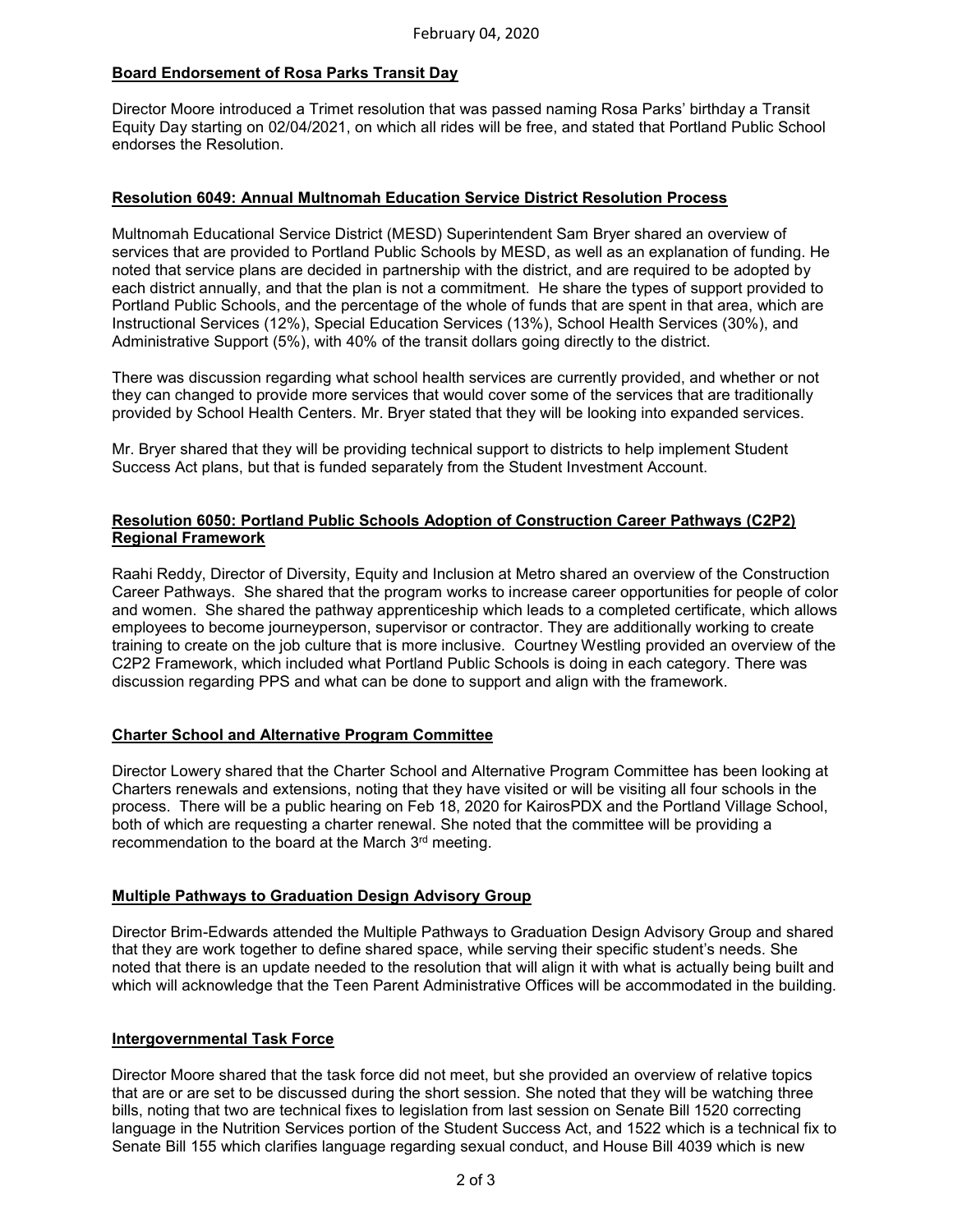February 04, 2020

**Board Endorsement of Rosa Parks Transit Day**

Director Moore introduced a Trimet resolution that was passed naming Rosa Parks' birthday a Transit Equity Day starting on 02/04/2021, on which all rides will be free, and stated that Portland Public School endorses the Resolution.

**Resolution 6049: Annual Multnomah Education Service District Resolution Process**

Multnomah Educational Service District (MESD) Superintendent Sam Bryer shared an overview of services that are provided to Portland Public Schools by MESD, as well as an explanation of funding. He noted that service plans are decided in partnership with the district, and are required to be adopted by each district annually, and that the plan is not a commitment. He share the types of support provided to Portland Public Schools, and the percentage of the whole of funds that are spent in that area, which are Instructional Services (12%), Special Education Services (13%), School Health Services (30%), and Administrative Support (5%), with 40% of the transit dollars going directly to the district.

There was discussion regarding what school health services are currently provided, and whether or not they can changed to provide more services that would cover some of the services that are traditionally provided by School Health Centers. Mr. Bryer stated that they will be looking into expanded services.

Mr. Bryer shared that they will be providing technical support to districts to help implement Student Success Act plans, but that is funded separately from the Student Investment Account.

**Resolution 6050: Portland Public Schools Adoption of Construction Career Pathways (C2P2) Regional Framework**

Raahi Reddy, Director of Diversity, Equity and Inclusion at Metro shared an overview of the Construction Career Pathways. She shared that the program works to increase career opportunities for people of color and women. She shared the pathway apprenticeship which leads to a completed certificate, which allows employees to become journeyperson, supervisor or contractor. They are additionally working to create training to create on the job culture that is more inclusive. Courtney Westling provided an overview of the C2P2 Framework, which included what Portland Public Schools is doing in each category. There was discussion regarding PPS and what can be done to support and align with the framework.

**Charter School and Alternative Program Committee**

Director Lowery shared that the Charter School and Alternative Program Committee has been looking at Charters renewals and extensions, noting that they have visited or will be visiting all four schools in the process. There will be a public hearing on Feb 18, 2020 for KairosPDX and the Portland Village School, both of which are requesting a charter renewal. She noted that the committee will be providing a recommendation to the board at the March 3rd meeting.

**Multiple Pathways to Graduation Design Advisory Group**

Director Brim-Edwards attended the Multiple Pathways to Graduation Design Advisory Group and shared that they are work together to define shared space, while serving their specific student's needs. She noted that there is an update needed to the resolution that will align it with what is actually being built and which will acknowledge that the Teen Parent Administrative Offices will be accommodated in the building.

**Intergovernmental Task Force**

Director Moore shared that the task force did not meet, but she provided an overview of relative topics that are or are set to be discussed during the short session. She noted that they will be watching three bills, noting that two are technical fixes to legislation from last session on Senate Bill 1520 correcting language in the Nutrition Services portion of the Student Success Act, and 1522 which is a technical fix to Senate Bill 155 which clarifies language regarding sexual conduct, and House Bill 4039 which is new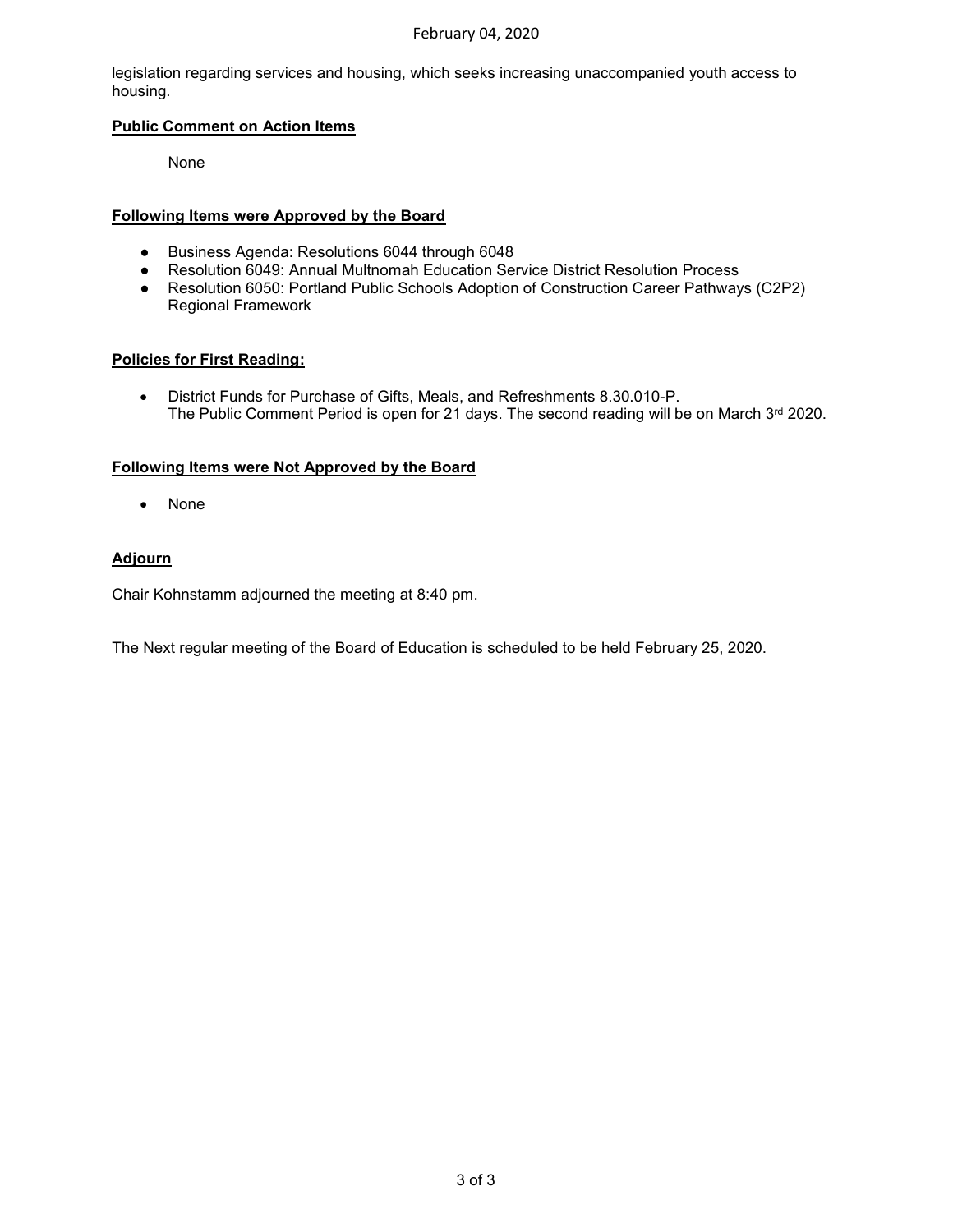legislation regarding services and housing, which seeks increasing unaccompanied youth access to housing.

**Public Comment on Action Items**

None

**Following Items were Approved by the Board**

- Business Agenda: Resolutions 6044 through 6048
- Resolution 6049: Annual Multnomah Education Service District Resolution Process
- Resolution 6050: Portland Public Schools Adoption of Construction Career Pathways (C2P2) Regional Framework

**Policies for First Reading:**

- District Funds for Purchase of Gifts, Meals, and Refreshments 8.30.010-P.
  The Public Comment Period is open for 21 days. The second reading will be on March 3rd 2020.

**Following Items were Not Approved by the Board**

- None

**Adjourn**

Chair Kohnstamm adjourned the meeting at 8:40 pm.

The Next regular meeting of the Board of Education is scheduled to be held February 25, 2020.